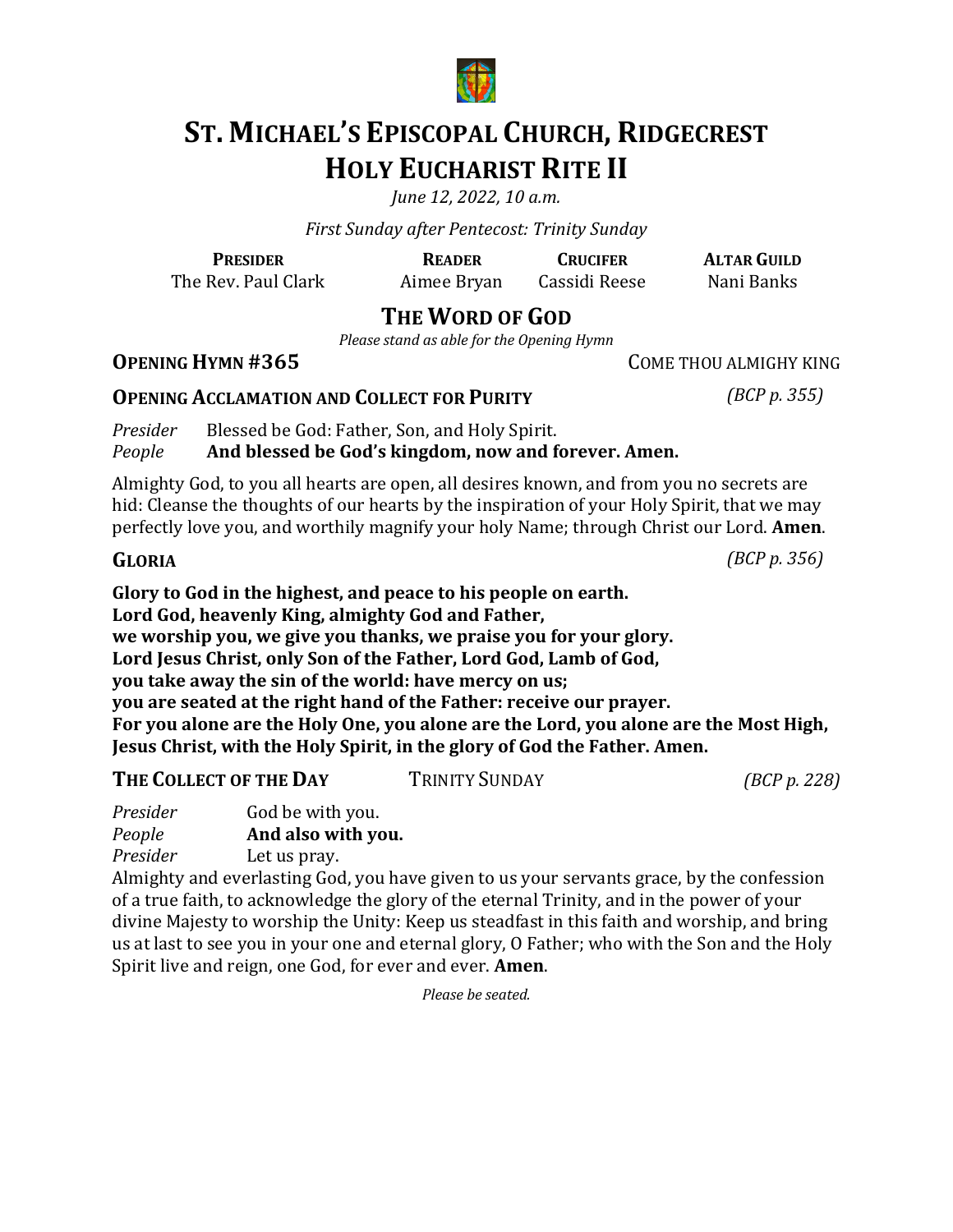# St. Michael's Episcopal Church, Ridgecrest
# Holy Eucharist Rite II

*June 12, 2022, 10 a.m.*

*First Sunday after Pentecost: Trinity Sunday*

| **Presider** | **Reader** | **Crucifer** | **Altar Guild** |
|---|---|---|---|
| The Rev. Paul Clark | Aimee Bryan | Cassidi Reese | Nani Banks |

## The Word of God

*Please stand as able for the Opening Hymn*

**Opening Hymn #365** — Come Thou Almighy King

**Opening Acclamation and Collect for Purity** *(BCP p. 355)*

*Presider* Blessed be God: Father, Son, and Holy Spirit.
*People* **And blessed be God's kingdom, now and forever. Amen.**

Almighty God, to you all hearts are open, all desires known, and from you no secrets are hid: Cleanse the thoughts of our hearts by the inspiration of your Holy Spirit, that we may perfectly love you, and worthily magnify your holy Name; through Christ our Lord. **Amen**.

**Gloria** *(BCP p. 356)*

**Glory to God in the highest, and peace to his people on earth.
Lord God, heavenly King, almighty God and Father,
we worship you, we give you thanks, we praise you for your glory.
Lord Jesus Christ, only Son of the Father, Lord God, Lamb of God,
you take away the sin of the world: have mercy on us;
you are seated at the right hand of the Father: receive our prayer.
For you alone are the Holy One, you alone are the Lord, you alone are the Most High,
Jesus Christ, with the Holy Spirit, in the glory of God the Father. Amen.**

**The Collect of the Day** Trinity Sunday *(BCP p. 228)*

*Presider* God be with you.
*People* **And also with you.**
*Presider* Let us pray.

Almighty and everlasting God, you have given to us your servants grace, by the confession of a true faith, to acknowledge the glory of the eternal Trinity, and in the power of your divine Majesty to worship the Unity: Keep us steadfast in this faith and worship, and bring us at last to see you in your one and eternal glory, O Father; who with the Son and the Holy Spirit live and reign, one God, for ever and ever. **Amen**.

*Please be seated.*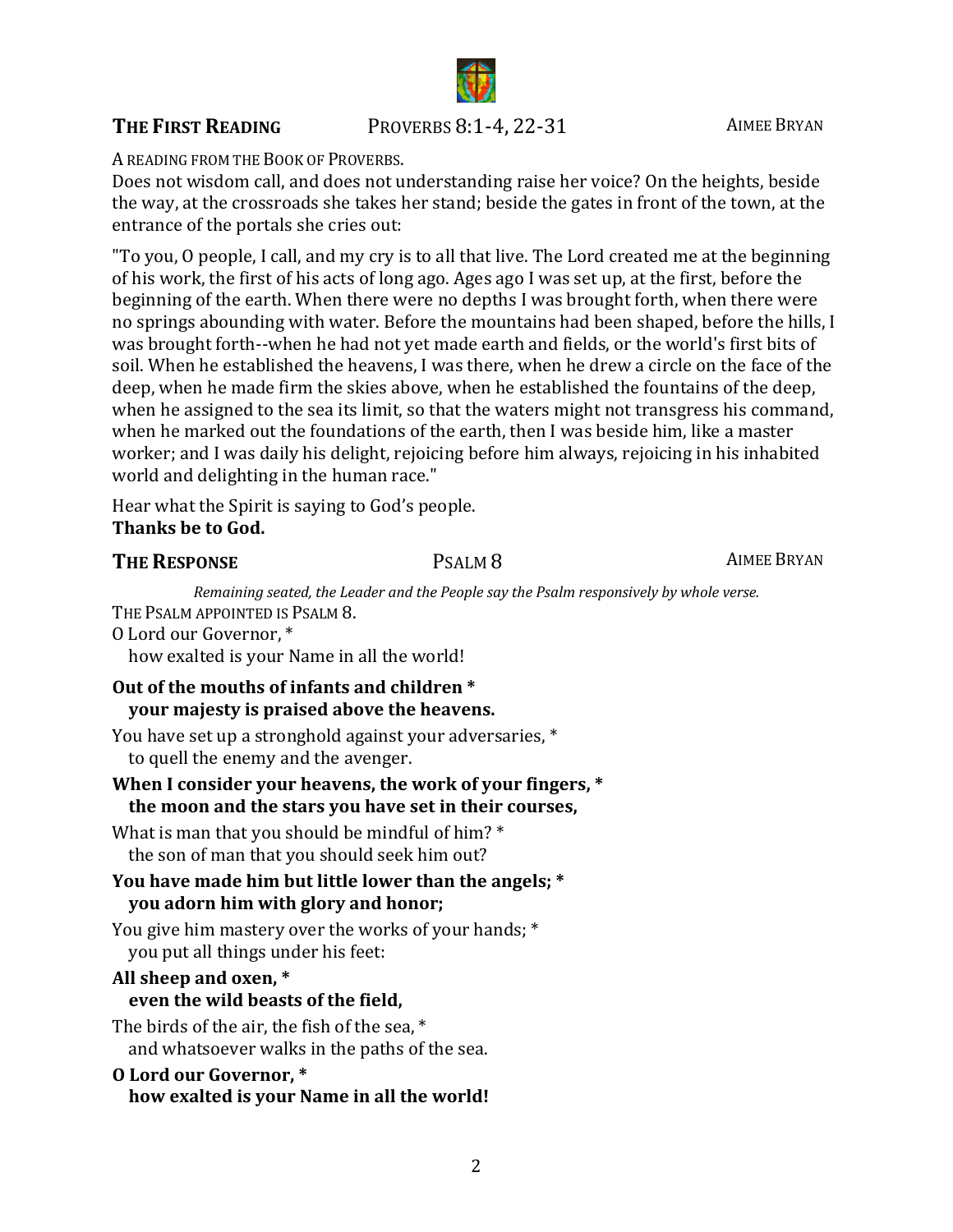**THE FIRST READING** PROVERBS 8:1-4, 22-31 AIMEE BRYAN

A READING FROM THE BOOK OF PROVERBS.
Does not wisdom call, and does not understanding raise her voice? On the heights, beside the way, at the crossroads she takes her stand; beside the gates in front of the town, at the entrance of the portals she cries out:

"To you, O people, I call, and my cry is to all that live. The Lord created me at the beginning of his work, the first of his acts of long ago. Ages ago I was set up, at the first, before the beginning of the earth. When there were no depths I was brought forth, when there were no springs abounding with water. Before the mountains had been shaped, before the hills, I was brought forth--when he had not yet made earth and fields, or the world's first bits of soil. When he established the heavens, I was there, when he drew a circle on the face of the deep, when he made firm the skies above, when he established the fountains of the deep, when he assigned to the sea its limit, so that the waters might not transgress his command, when he marked out the foundations of the earth, then I was beside him, like a master worker; and I was daily his delight, rejoicing before him always, rejoicing in his inhabited world and delighting in the human race."

Hear what the Spirit is saying to God's people.
**Thanks be to God.**

**THE RESPONSE** PSALM 8 AIMEE BRYAN

*Remaining seated, the Leader and the People say the Psalm responsively by whole verse.*

THE PSALM APPOINTED IS PSALM 8.
O Lord our Governor, *
how exalted is your Name in all the world!

**Out of the mouths of infants and children *
your majesty is praised above the heavens.**

You have set up a stronghold against your adversaries, *
to quell the enemy and the avenger.

**When I consider your heavens, the work of your fingers, *
the moon and the stars you have set in their courses,**

What is man that you should be mindful of him? *
the son of man that you should seek him out?

**You have made him but little lower than the angels; *
you adorn him with glory and honor;**

You give him mastery over the works of your hands; *
you put all things under his feet:

**All sheep and oxen, *
even the wild beasts of the field,**

The birds of the air, the fish of the sea, *
and whatsoever walks in the paths of the sea.

**O Lord our Governor, *
how exalted is your Name in all the world!**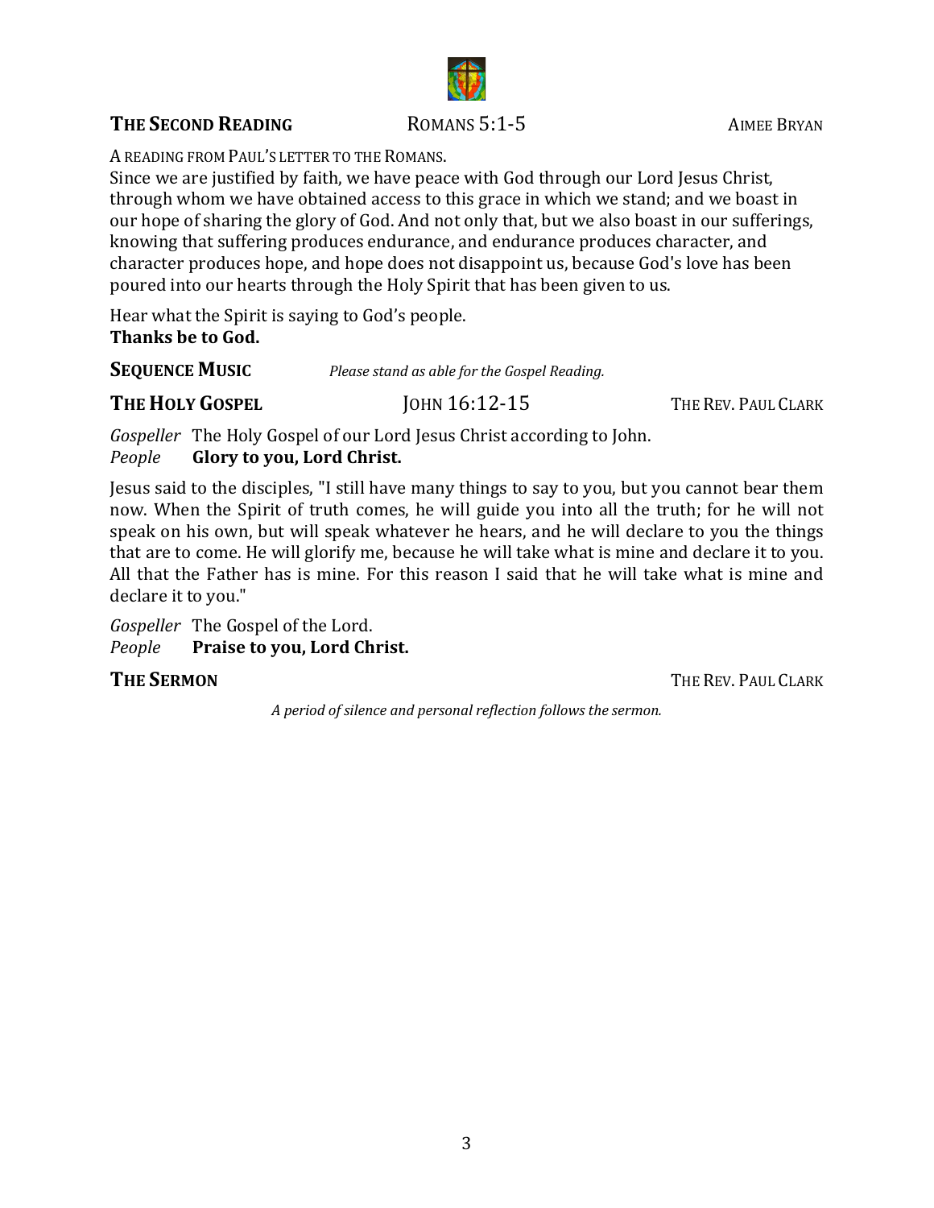**THE SECOND READING** ROMANS 5:1-5 AIMEE BRYAN

A READING FROM PAUL'S LETTER TO THE ROMANS.

Since we are justified by faith, we have peace with God through our Lord Jesus Christ, through whom we have obtained access to this grace in which we stand; and we boast in our hope of sharing the glory of God. And not only that, but we also boast in our sufferings, knowing that suffering produces endurance, and endurance produces character, and character produces hope, and hope does not disappoint us, because God's love has been poured into our hearts through the Holy Spirit that has been given to us.

Hear what the Spirit is saying to God's people.
**Thanks be to God.**

**SEQUENCE MUSIC** *Please stand as able for the Gospel Reading.*

**THE HOLY GOSPEL** JOHN 16:12-15 THE REV. PAUL CLARK

*Gospeller* The Holy Gospel of our Lord Jesus Christ according to John.
*People* **Glory to you, Lord Christ.**

Jesus said to the disciples, "I still have many things to say to you, but you cannot bear them now. When the Spirit of truth comes, he will guide you into all the truth; for he will not speak on his own, but will speak whatever he hears, and he will declare to you the things that are to come. He will glorify me, because he will take what is mine and declare it to you. All that the Father has is mine. For this reason I said that he will take what is mine and declare it to you."

*Gospeller* The Gospel of the Lord.
*People* **Praise to you, Lord Christ.**

**THE SERMON** THE REV. PAUL CLARK

*A period of silence and personal reflection follows the sermon.*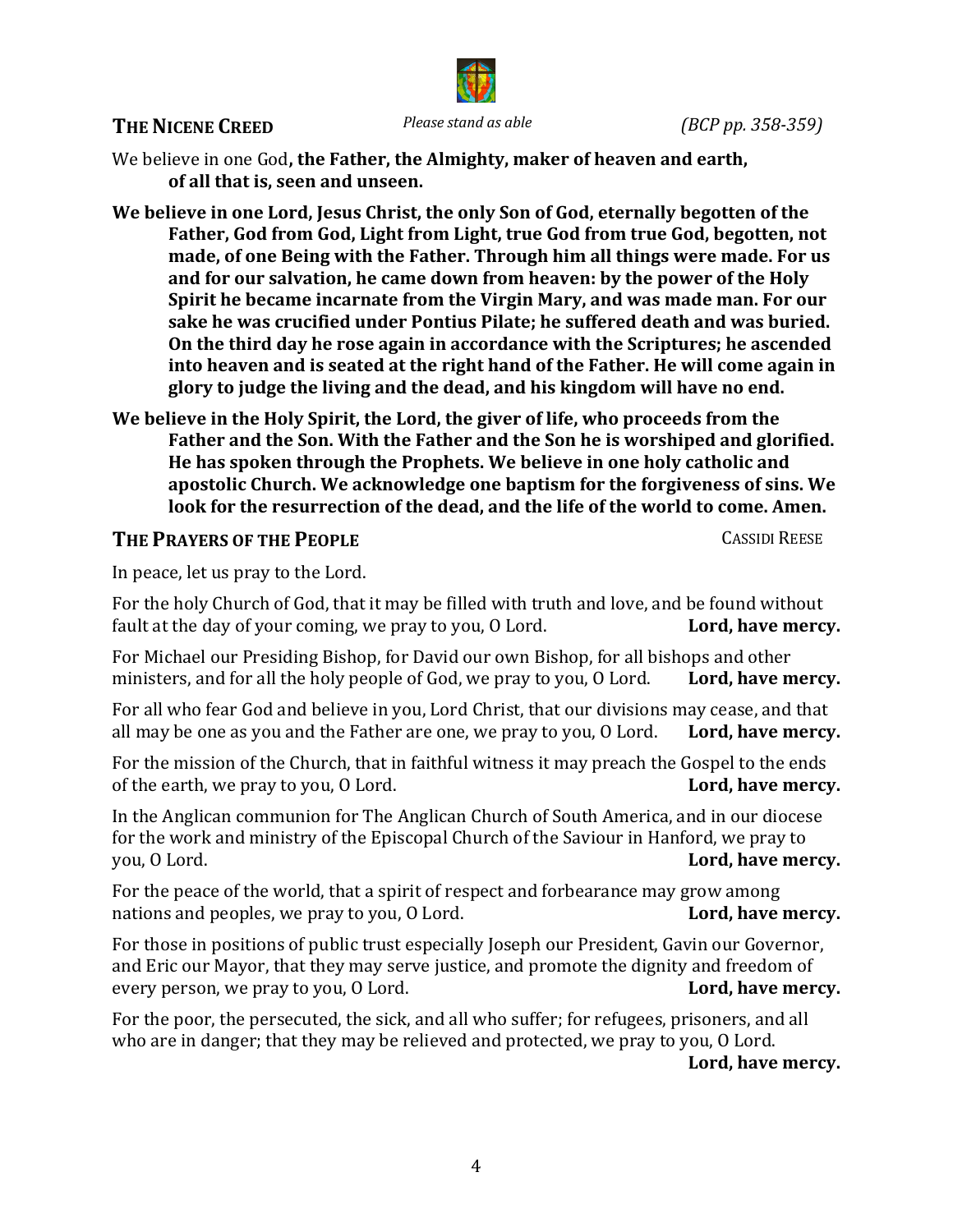## THE NICENE CREED

*Please stand as able* *(BCP pp. 358-359)*

We believe in one God**, the Father, the Almighty, maker of heaven and earth, of all that is, seen and unseen.**

**We believe in one Lord, Jesus Christ, the only Son of God, eternally begotten of the Father, God from God, Light from Light, true God from true God, begotten, not made, of one Being with the Father. Through him all things were made. For us and for our salvation, he came down from heaven: by the power of the Holy Spirit he became incarnate from the Virgin Mary, and was made man. For our sake he was crucified under Pontius Pilate; he suffered death and was buried. On the third day he rose again in accordance with the Scriptures; he ascended into heaven and is seated at the right hand of the Father. He will come again in glory to judge the living and the dead, and his kingdom will have no end.**

**We believe in the Holy Spirit, the Lord, the giver of life, who proceeds from the Father and the Son. With the Father and the Son he is worshiped and glorified. He has spoken through the Prophets. We believe in one holy catholic and apostolic Church. We acknowledge one baptism for the forgiveness of sins. We look for the resurrection of the dead, and the life of the world to come. Amen.**

## THE PRAYERS OF THE PEOPLE

CASSIDI REESE

In peace, let us pray to the Lord.

For the holy Church of God, that it may be filled with truth and love, and be found without fault at the day of your coming, we pray to you, O Lord. **Lord, have mercy.**

For Michael our Presiding Bishop, for David our own Bishop, for all bishops and other ministers, and for all the holy people of God, we pray to you, O Lord. **Lord, have mercy.**

For all who fear God and believe in you, Lord Christ, that our divisions may cease, and that all may be one as you and the Father are one, we pray to you, O Lord. **Lord, have mercy.**

For the mission of the Church, that in faithful witness it may preach the Gospel to the ends of the earth, we pray to you, O Lord. **Lord, have mercy.**

In the Anglican communion for The Anglican Church of South America, and in our diocese for the work and ministry of the Episcopal Church of the Saviour in Hanford, we pray to you, O Lord. **Lord, have mercy.**

For the peace of the world, that a spirit of respect and forbearance may grow among nations and peoples, we pray to you, O Lord. **Lord, have mercy.**

For those in positions of public trust especially Joseph our President, Gavin our Governor, and Eric our Mayor, that they may serve justice, and promote the dignity and freedom of every person, we pray to you, O Lord. **Lord, have mercy.**

For the poor, the persecuted, the sick, and all who suffer; for refugees, prisoners, and all who are in danger; that they may be relieved and protected, we pray to you, O Lord. **Lord, have mercy.**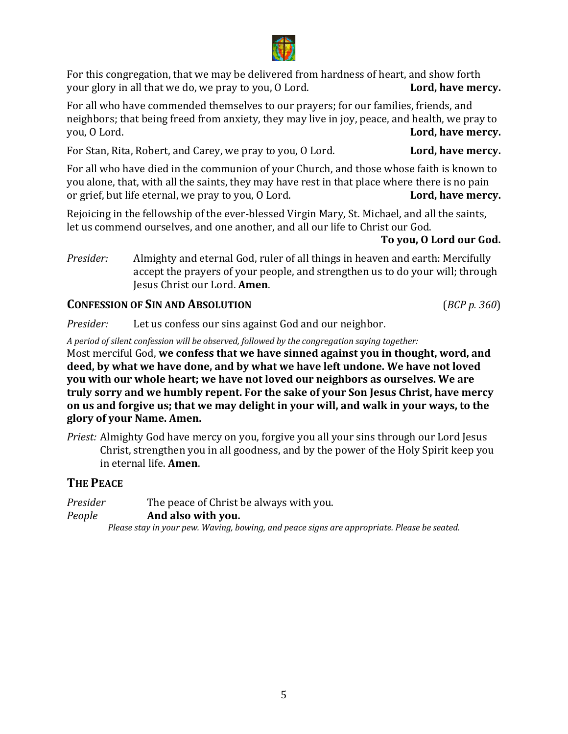For this congregation, that we may be delivered from hardness of heart, and show forth your glory in all that we do, we pray to you, O Lord. **Lord, have mercy.**

For all who have commended themselves to our prayers; for our families, friends, and neighbors; that being freed from anxiety, they may live in joy, peace, and health, we pray to you, O Lord. **Lord, have mercy.**

For Stan, Rita, Robert, and Carey, we pray to you, O Lord. **Lord, have mercy.**

For all who have died in the communion of your Church, and those whose faith is known to you alone, that, with all the saints, they may have rest in that place where there is no pain or grief, but life eternal, we pray to you, O Lord. **Lord, have mercy.**

Rejoicing in the fellowship of the ever-blessed Virgin Mary, St. Michael, and all the saints, let us commend ourselves, and one another, and all our life to Christ our God.
**To you, O Lord our God.**

*Presider:* Almighty and eternal God, ruler of all things in heaven and earth: Mercifully accept the prayers of your people, and strengthen us to do your will; through Jesus Christ our Lord. **Amen**.

### CONFESSION OF SIN AND ABSOLUTION (*BCP p. 360*)

*Presider:* Let us confess our sins against God and our neighbor.

*A period of silent confession will be observed, followed by the congregation saying together:*
Most merciful God, **we confess that we have sinned against you in thought, word, and deed, by what we have done, and by what we have left undone. We have not loved you with our whole heart; we have not loved our neighbors as ourselves. We are truly sorry and we humbly repent. For the sake of your Son Jesus Christ, have mercy on us and forgive us; that we may delight in your will, and walk in your ways, to the glory of your Name. Amen.**

*Priest:* Almighty God have mercy on you, forgive you all your sins through our Lord Jesus Christ, strengthen you in all goodness, and by the power of the Holy Spirit keep you in eternal life. **Amen**.

## THE PEACE

*Presider* The peace of Christ be always with you.
*People* **And also with you.**

*Please stay in your pew. Waving, bowing, and peace signs are appropriate. Please be seated.*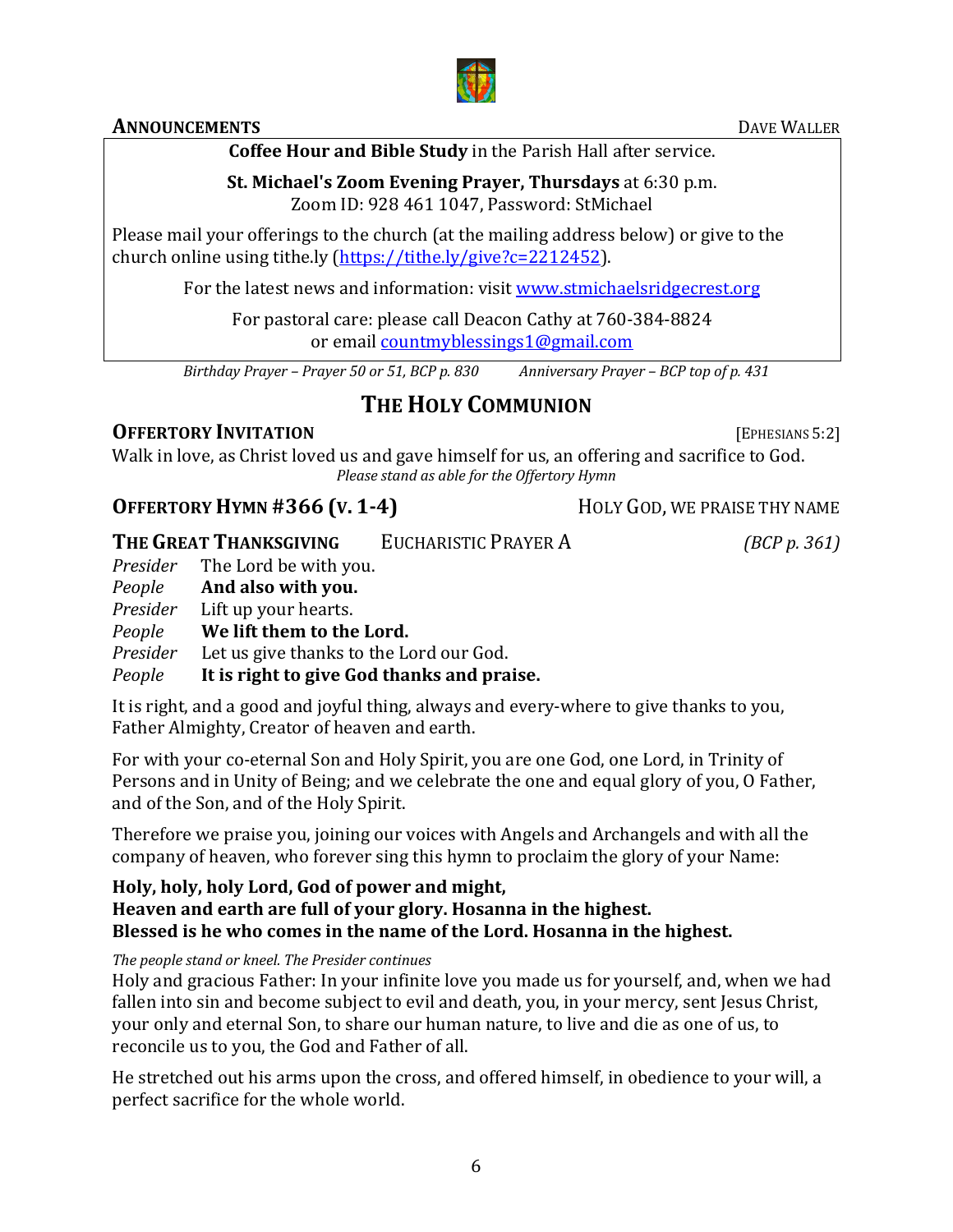**ANNOUNCEMENTS** DAVE WALLER

**Coffee Hour and Bible Study** in the Parish Hall after service.

**St. Michael's Zoom Evening Prayer, Thursdays** at 6:30 p.m.
Zoom ID: 928 461 1047, Password: StMichael

Please mail your offerings to the church (at the mailing address below) or give to the church online using tithe.ly (https://tithe.ly/give?c=2212452).

For the latest news and information: visit www.stmichaelsridgecrest.org

For pastoral care: please call Deacon Cathy at 760-384-8824
or email countmyblessings1@gmail.com

*Birthday Prayer – Prayer 50 or 51, BCP p. 830* *Anniversary Prayer – BCP top of p. 431*

# THE HOLY COMMUNION

**OFFERTORY INVITATION** [EPHESIANS 5:2]

Walk in love, as Christ loved us and gave himself for us, an offering and sacrifice to God.

*Please stand as able for the Offertory Hymn*

**OFFERTORY HYMN #366 (V. 1-4)** HOLY GOD, WE PRAISE THY NAME

**THE GREAT THANKSGIVING** EUCHARISTIC PRAYER A *(BCP p. 361)*

*Presider* The Lord be with you.
*People* **And also with you.**
*Presider* Lift up your hearts.
*People* **We lift them to the Lord.**
*Presider* Let us give thanks to the Lord our God.
*People* **It is right to give God thanks and praise.**

It is right, and a good and joyful thing, always and every-where to give thanks to you, Father Almighty, Creator of heaven and earth.

For with your co-eternal Son and Holy Spirit, you are one God, one Lord, in Trinity of Persons and in Unity of Being; and we celebrate the one and equal glory of you, O Father, and of the Son, and of the Holy Spirit.

Therefore we praise you, joining our voices with Angels and Archangels and with all the company of heaven, who forever sing this hymn to proclaim the glory of your Name:

**Holy, holy, holy Lord, God of power and might,**
**Heaven and earth are full of your glory. Hosanna in the highest.**
**Blessed is he who comes in the name of the Lord. Hosanna in the highest.**

*The people stand or kneel. The Presider continues*

Holy and gracious Father: In your infinite love you made us for yourself, and, when we had fallen into sin and become subject to evil and death, you, in your mercy, sent Jesus Christ, your only and eternal Son, to share our human nature, to live and die as one of us, to reconcile us to you, the God and Father of all.

He stretched out his arms upon the cross, and offered himself, in obedience to your will, a perfect sacrifice for the whole world.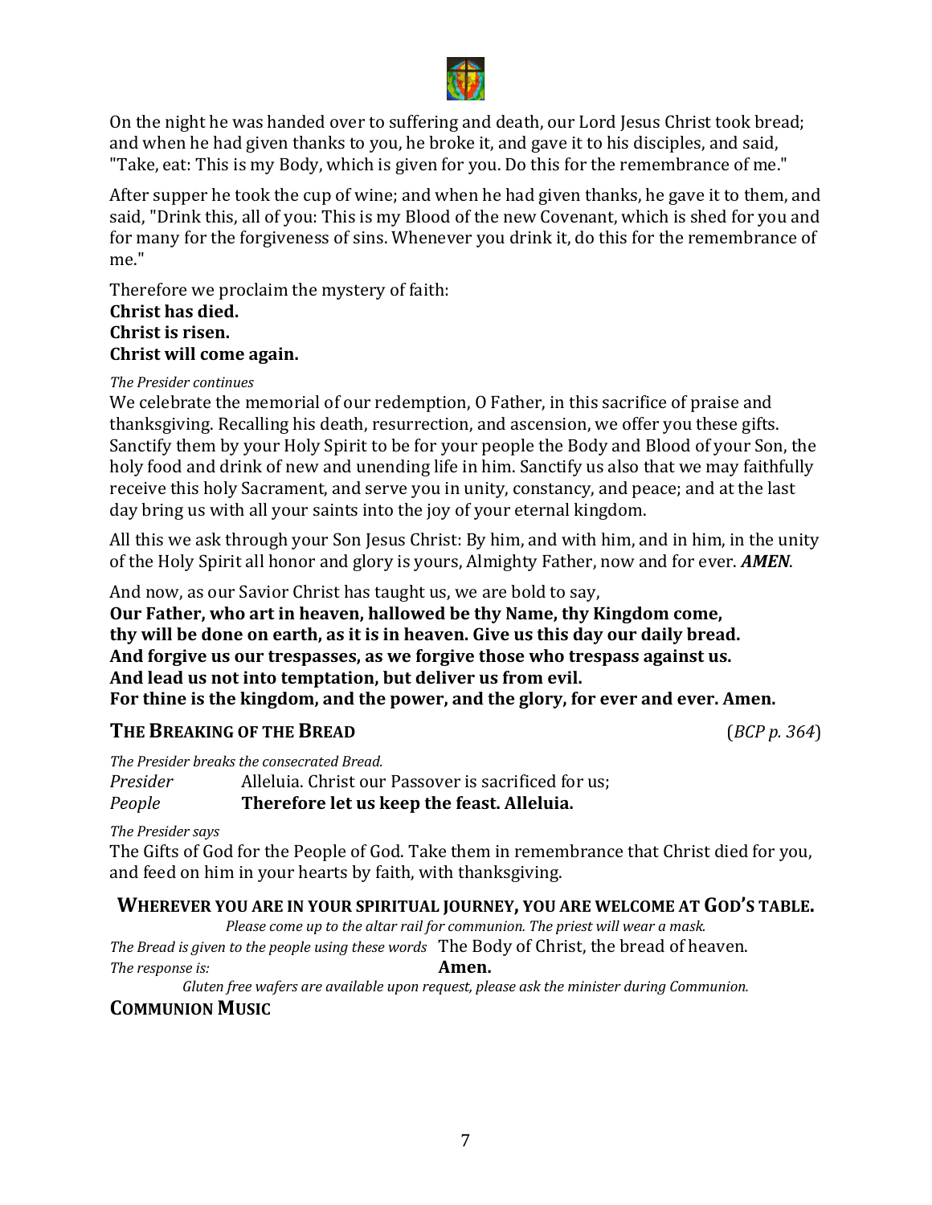On the night he was handed over to suffering and death, our Lord Jesus Christ took bread; and when he had given thanks to you, he broke it, and gave it to his disciples, and said, "Take, eat: This is my Body, which is given for you. Do this for the remembrance of me."

After supper he took the cup of wine; and when he had given thanks, he gave it to them, and said, "Drink this, all of you: This is my Blood of the new Covenant, which is shed for you and for many for the forgiveness of sins. Whenever you drink it, do this for the remembrance of me."

Therefore we proclaim the mystery of faith:
**Christ has died.**
**Christ is risen.**
**Christ will come again.**

*The Presider continues*
We celebrate the memorial of our redemption, O Father, in this sacrifice of praise and thanksgiving. Recalling his death, resurrection, and ascension, we offer you these gifts. Sanctify them by your Holy Spirit to be for your people the Body and Blood of your Son, the holy food and drink of new and unending life in him. Sanctify us also that we may faithfully receive this holy Sacrament, and serve you in unity, constancy, and peace; and at the last day bring us with all your saints into the joy of your eternal kingdom.

All this we ask through your Son Jesus Christ: By him, and with him, and in him, in the unity of the Holy Spirit all honor and glory is yours, Almighty Father, now and for ever. ***AMEN***.

And now, as our Savior Christ has taught us, we are bold to say,
**Our Father, who art in heaven, hallowed be thy Name, thy Kingdom come,**
**thy will be done on earth, as it is in heaven. Give us this day our daily bread.**
**And forgive us our trespasses, as we forgive those who trespass against us.**
**And lead us not into temptation, but deliver us from evil.**
**For thine is the kingdom, and the power, and the glory, for ever and ever. Amen.**

## THE BREAKING OF THE BREAD (*BCP p. 364*)

*The Presider breaks the consecrated Bread.*
*Presider* Alleluia. Christ our Passover is sacrificed for us;
*People* **Therefore let us keep the feast. Alleluia.**

*The Presider says*
The Gifts of God for the People of God. Take them in remembrance that Christ died for you, and feed on him in your hearts by faith, with thanksgiving.

### WHEREVER YOU ARE IN YOUR SPIRITUAL JOURNEY, YOU ARE WELCOME AT GOD'S TABLE.

*Please come up to the altar rail for communion. The priest will wear a mask.*
*The Bread is given to the people using these words* The Body of Christ, the bread of heaven.
*The response is:* **Amen.**
*Gluten free wafers are available upon request, please ask the minister during Communion.*

## COMMUNION MUSIC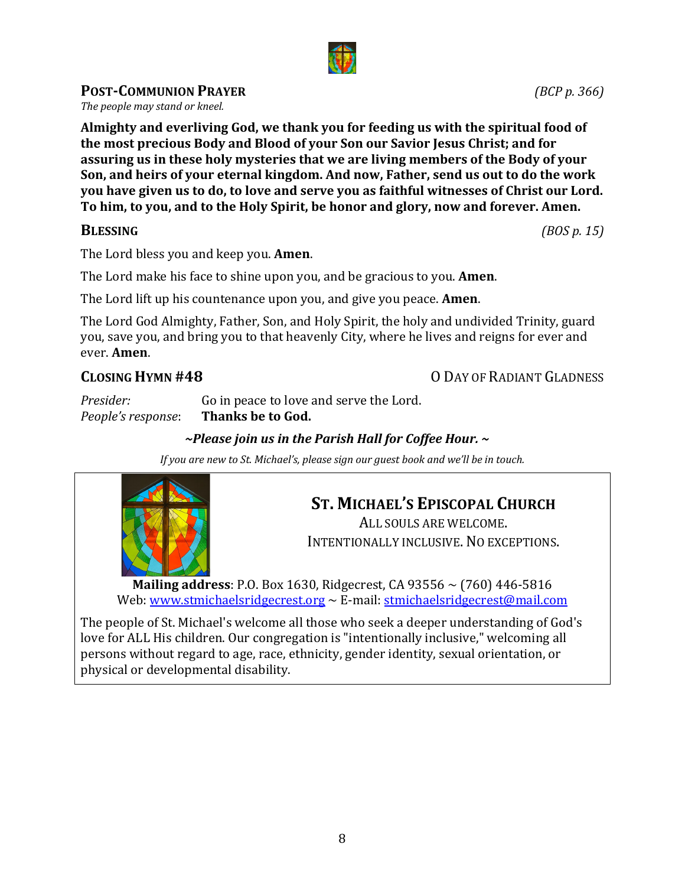## Post-Communion Prayer *(BCP p. 366)*

*The people may stand or kneel.*

**Almighty and everliving God, we thank you for feeding us with the spiritual food of the most precious Body and Blood of your Son our Savior Jesus Christ; and for assuring us in these holy mysteries that we are living members of the Body of your Son, and heirs of your eternal kingdom. And now, Father, send us out to do the work you have given us to do, to love and serve you as faithful witnesses of Christ our Lord. To him, to you, and to the Holy Spirit, be honor and glory, now and forever. Amen.**

## Blessing *(BOS p. 15)*

The Lord bless you and keep you. **Amen**.

The Lord make his face to shine upon you, and be gracious to you. **Amen**.

The Lord lift up his countenance upon you, and give you peace. **Amen**.

The Lord God Almighty, Father, Son, and Holy Spirit, the holy and undivided Trinity, guard you, save you, and bring you to that heavenly City, where he lives and reigns for ever and ever. **Amen**.

## Closing Hymn #48 — O Day of Radiant Gladness

*Presider:* Go in peace to love and serve the Lord.
*People's response*: **Thanks be to God.**

***~Please join us in the Parish Hall for Coffee Hour. ~***

*If you are new to St. Michael's, please sign our guest book and we'll be in touch.*

## St. Michael's Episcopal Church

All souls are welcome.
Intentionally inclusive. No exceptions.

**Mailing address**: P.O. Box 1630, Ridgecrest, CA 93556 ~ (760) 446-5816
Web: www.stmichaelsridgecrest.org ~ E-mail: stmichaelsridgecrest@mail.com

The people of St. Michael's welcome all those who seek a deeper understanding of God's love for ALL His children. Our congregation is "intentionally inclusive," welcoming all persons without regard to age, race, ethnicity, gender identity, sexual orientation, or physical or developmental disability.